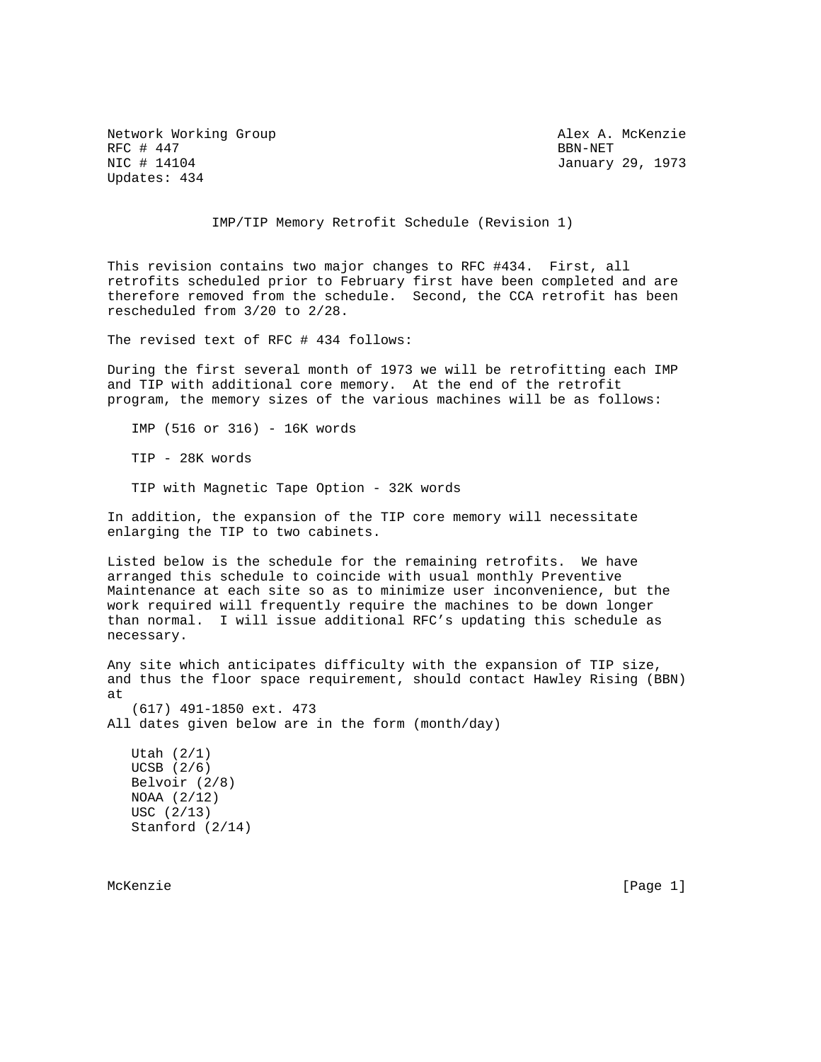Network Working Group  
RFC # 447  
NIC # 14104  
Updates: 434

Alex A. McKenzie  
BBN-NET  
January 29, 1973

# IMP/TIP Memory Retrofit Schedule (Revision 1)

This revision contains two major changes to RFC #434. First, all retrofits scheduled prior to February first have been completed and are therefore removed from the schedule. Second, the CCA retrofit has been rescheduled from 3/20 to 2/28.

The revised text of RFC # 434 follows:

During the first several month of 1973 we will be retrofitting each IMP and TIP with additional core memory. At the end of the retrofit program, the memory sizes of the various machines will be as follows:

IMP (516 or 316) - 16K words

TIP - 28K words

TIP with Magnetic Tape Option - 32K words

In addition, the expansion of the TIP core memory will necessitate enlarging the TIP to two cabinets.

Listed below is the schedule for the remaining retrofits. We have arranged this schedule to coincide with usual monthly Preventive Maintenance at each site so as to minimize user inconvenience, but the work required will frequently require the machines to be down longer than normal. I will issue additional RFC's updating this schedule as necessary.

Any site which anticipates difficulty with the expansion of TIP size, and thus the floor space requirement, should contact Hawley Rising (BBN) at
(617) 491-1850 ext. 473  
All dates given below are in the form (month/day)

Utah (2/1)  
UCSB (2/6)  
Belvoir (2/8)  
NOAA (2/12)  
USC (2/13)  
Stanford (2/14)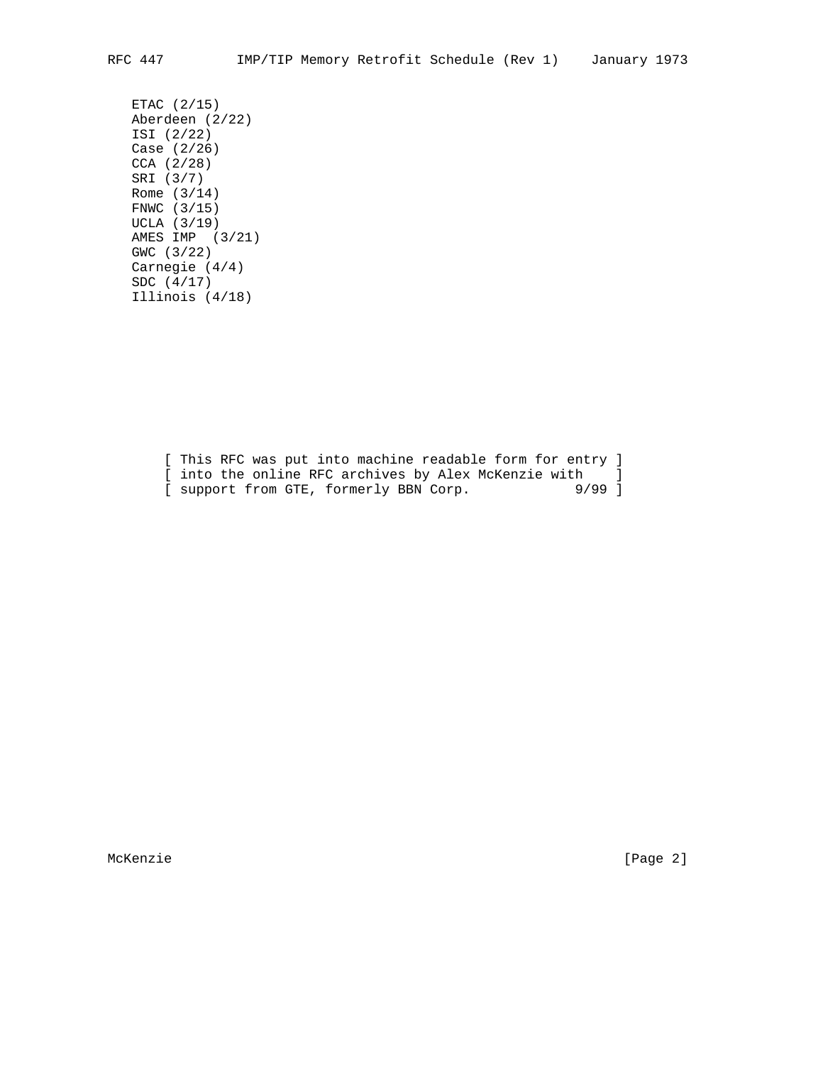ETAC (2/15)
Aberdeen (2/22)
ISI (2/22)
Case (2/26)
CCA (2/28)
SRI (3/7)
Rome (3/14)
FNWC (3/15)
UCLA (3/19)
AMES IMP (3/21)
GWC (3/22)
Carnegie (4/4)
SDC (4/17)
Illinois (4/18)

[ This RFC was put into machine readable form for entry ]
[ into the online RFC archives by Alex McKenzie with ]
[ support from GTE, formerly BBN Corp. 9/99 ]